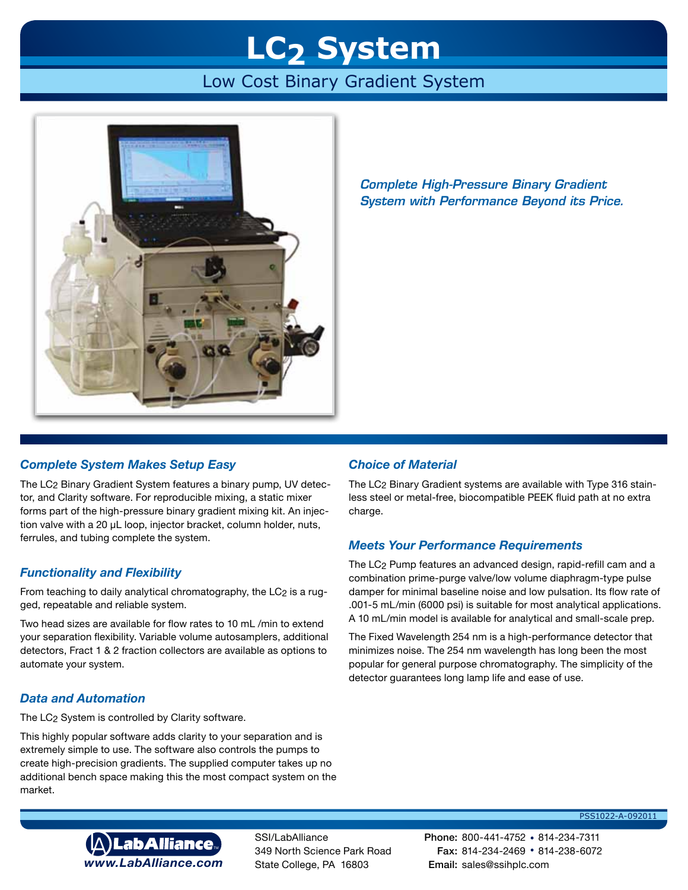# $LC_2$ System

## Low Cost Binary Gradient System

*Complete High-Pressure Binary Gradient System with Performance Beyond its Price.*

### Complete System Makes Setup Easy

The $LC_2$ Binary Gradient System features a binary pump, UV detector, and Clarity software. For reproducible mixing, a static mixer forms part of the high-pressure binary gradient mixing kit. An injection valve with a 20 μL loop, injector bracket, column holder, nuts, ferrules, and tubing complete the system.

### Functionality and Flexibility

From teaching to daily analytical chromatography, the $LC_2$ is a rugged, repeatable and reliable system.

Two head sizes are available for flow rates to 10 mL /min to extend your separation flexibility. Variable volume autosamplers, additional detectors, Fract 1 & 2 fraction collectors are available as options to automate your system.

### Data and Automation

The $LC_2$ System is controlled by Clarity software.

This highly popular software adds clarity to your separation and is extremely simple to use. The software also controls the pumps to create high-precision gradients. The supplied computer takes up no additional bench space making this the most compact system on the market.

### Choice of Material

The $LC_2$ Binary Gradient systems are available with Type 316 stainless steel or metal-free, biocompatible PEEK fluid path at no extra charge.

### Meets Your Performance Requirements

The $LC_2$ Pump features an advanced design, rapid-refill cam and a combination prime-purge valve/low volume diaphragm-type pulse damper for minimal baseline noise and low pulsation. Its flow rate of .001-5 mL/min (6000 psi) is suitable for most analytical applications. A 10 mL/min model is available for analytical and small-scale prep.

The Fixed Wavelength 254 nm is a high-performance detector that minimizes noise. The 254 nm wavelength has long been the most popular for general purpose chromatography. The simplicity of the detector guarantees long lamp life and ease of use.

PSS1022-A-092011

LabAlliance
www.LabAlliance.com

SSI/LabAlliance
349 North Science Park Road
State College, PA 16803

**Phone:** 800-441-4752 • 814-234-7311
**Fax:** 814-234-2469 • 814-238-6072
**Email:** sales@ssihplc.com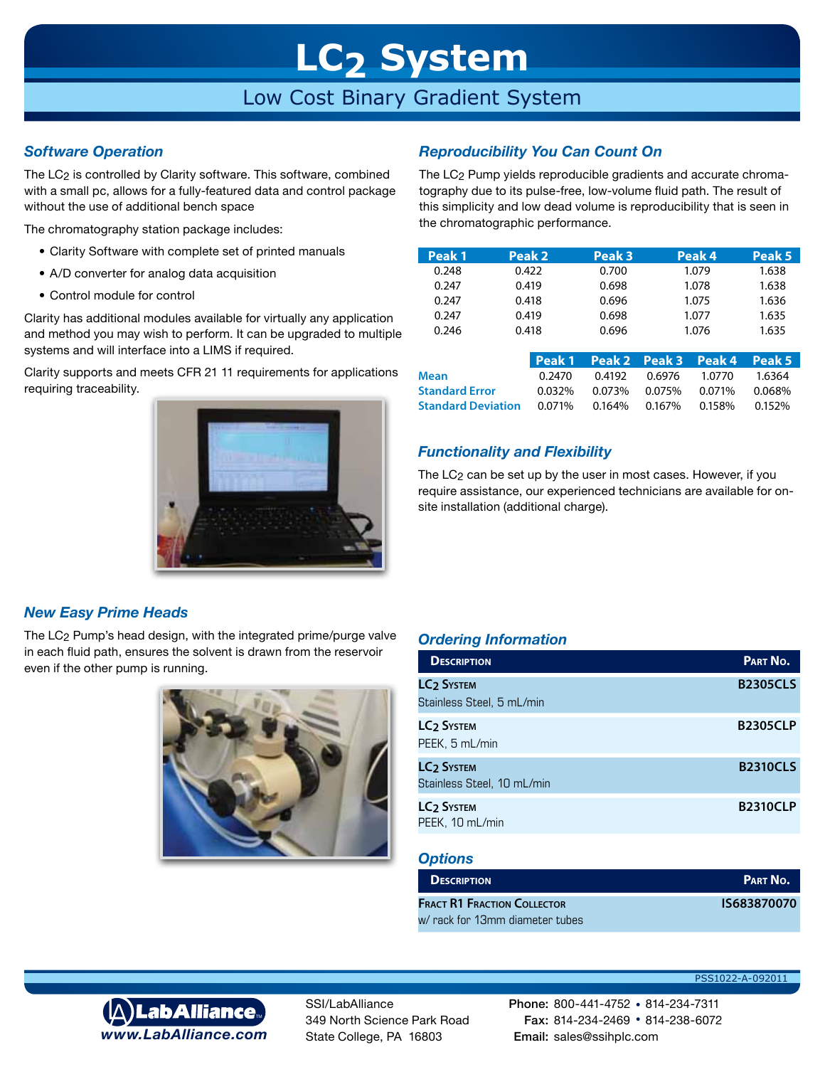# LC$_2$ System

## Low Cost Binary Gradient System

### Software Operation

The LC$_2$ is controlled by Clarity software. This software, combined with a small pc, allows for a fully-featured data and control package without the use of additional bench space

The chromatography station package includes:

- Clarity Software with complete set of printed manuals
- A/D converter for analog data acquisition
- Control module for control

Clarity has additional modules available for virtually any application and method you may wish to perform. It can be upgraded to multiple systems and will interface into a LIMS if required.

Clarity supports and meets CFR 21 11 requirements for applications requiring traceability.

### New Easy Prime Heads

The LC$_2$ Pump's head design, with the integrated prime/purge valve in each fluid path, ensures the solvent is drawn from the reservoir even if the other pump is running.

### Reproducibility You Can Count On

The LC$_2$ Pump yields reproducible gradients and accurate chromatography due to its pulse-free, low-volume fluid path. The result of this simplicity and low dead volume is reproducibility that is seen in the chromatographic performance.

| Peak 1 | Peak 2 | Peak 3 | Peak 4 | Peak 5 |
|---|---|---|---|---|
| 0.248 | 0.422 | 0.700 | 1.079 | 1.638 |
| 0.247 | 0.419 | 0.698 | 1.078 | 1.638 |
| 0.247 | 0.418 | 0.696 | 1.075 | 1.636 |
| 0.247 | 0.419 | 0.698 | 1.077 | 1.635 |
| 0.246 | 0.418 | 0.696 | 1.076 | 1.635 |

| | Peak 1 | Peak 2 | Peak 3 | Peak 4 | Peak 5 |
|---|---|---|---|---|---|
| Mean | 0.2470 | 0.4192 | 0.6976 | 1.0770 | 1.6364 |
| Standard Error | 0.032% | 0.073% | 0.075% | 0.071% | 0.068% |
| Standard Deviation | 0.071% | 0.164% | 0.167% | 0.158% | 0.152% |

### Functionality and Flexibility

The LC$_2$ can be set up by the user in most cases. However, if you require assistance, our experienced technicians are available for on-site installation (additional charge).

### Ordering Information

| Description | Part No. |
|---|---|
| **LC$_2$ System** Stainless Steel, 5 mL/min | **B2305CLS** |
| **LC$_2$ System** PEEK, 5 mL/min | **B2305CLP** |
| **LC$_2$ System** Stainless Steel, 10 mL/min | **B2310CLS** |
| **LC$_2$ System** PEEK, 10 mL/min | **B2310CLP** |

### Options

| Description | Part No. |
|---|---|
| **Fract R1 Fraction Collector** w/ rack for 13mm diameter tubes | **IS683870070** |

PSS1022-A-092011

LabAlliance
www.LabAlliance.com

SSI/LabAlliance
349 North Science Park Road
State College, PA 16803

**Phone:** 800-441-4752 • 814-234-7311
**Fax:** 814-234-2469 • 814-238-6072
**Email:** sales@ssihplc.com